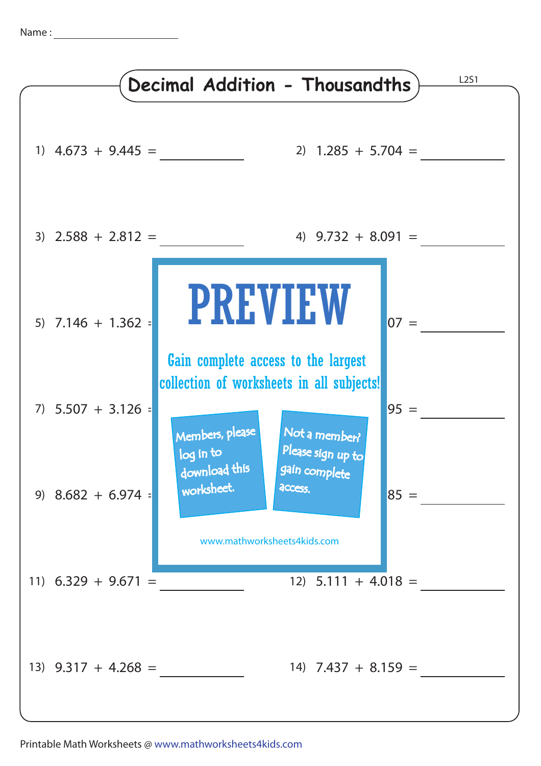Name : ______________________

# Decimal Addition - Thousandths

L2S1

1) 4.673 + 9.445 = __________

2) 1.285 + 5.704 = __________

3) 2.588 + 2.812 = __________

4) 9.732 + 8.091 = __________

5) 7.146 + 1.362 = __________

6) ...07 = __________

7) 5.507 + 3.126 = __________

8) ...95 = __________

9) 8.682 + 6.974 = __________

10) ...85 = __________

PREVIEW

Gain complete access to the largest collection of worksheets in all subjects!

Members, please log in to download this worksheet.

Not a member? Please sign up to gain complete access.

www.mathworksheets4kids.com

11) 6.329 + 9.671 = __________

12) 5.111 + 4.018 = __________

13) 9.317 + 4.268 = __________

14) 7.437 + 8.159 = __________

Printable Math Worksheets @ www.mathworksheets4kids.com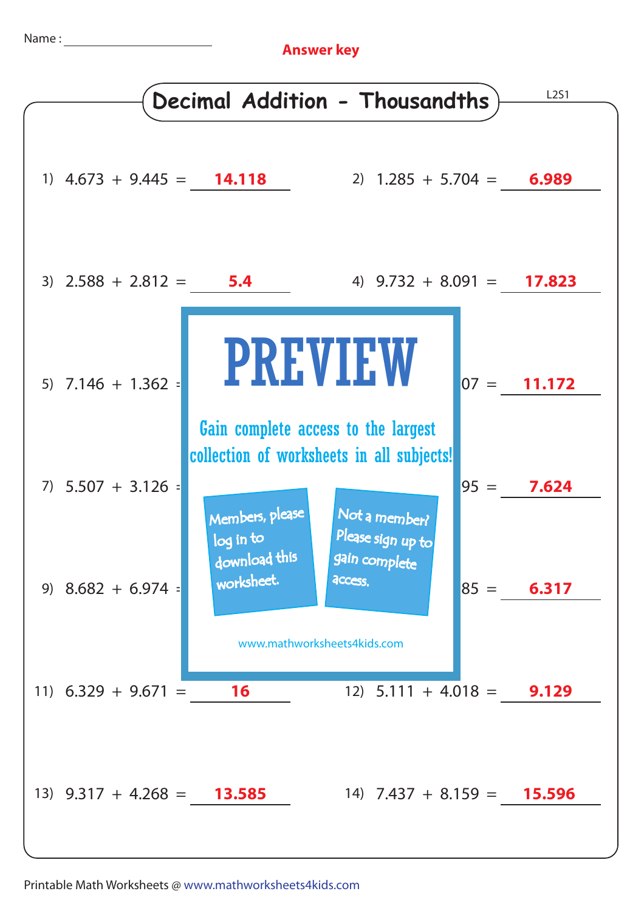Name :

**Answer key**

# Decimal Addition - Thousandths

L2S1

1) $4.673 + 9.445 =$ **14.118**

2) $1.285 + 5.704 =$ **6.989**

3) $2.588 + 2.812 =$ **5.4**

4) $9.732 + 8.091 =$ **17.823**

5) $7.146 + 1.362 =$

6) 07 = **11.172**

7) $5.507 + 3.126 =$

8) 95 = **7.624**

9) $8.682 + 6.974 =$

10) 85 = **6.317**

PREVIEW

Gain complete access to the largest collection of worksheets in all subjects!

Members, please log in to download this worksheet.

Not a member? Please sign up to gain complete access.

www.mathworksheets4kids.com

11) $6.329 + 9.671 =$ **16**

12) $5.111 + 4.018 =$ **9.129**

13) $9.317 + 4.268 =$ **13.585**

14) $7.437 + 8.159 =$ **15.596**

Printable Math Worksheets @ www.mathworksheets4kids.com